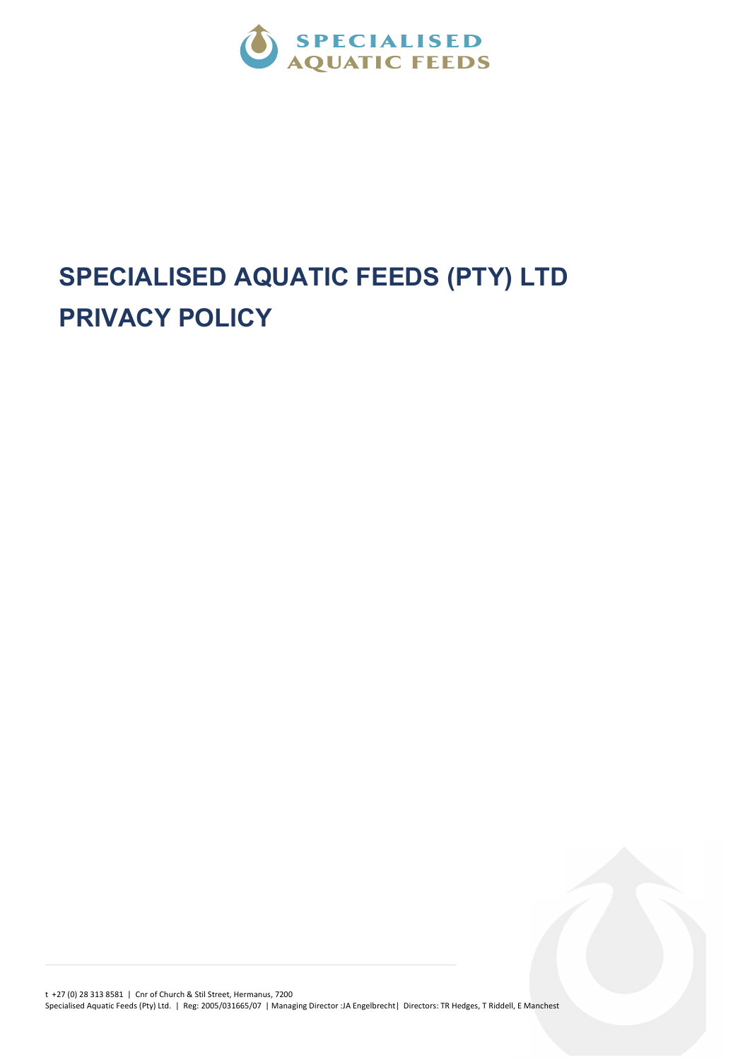# SPECIALISED AQUATIC FEEDS (PTY) LTD PRIVACY POLICY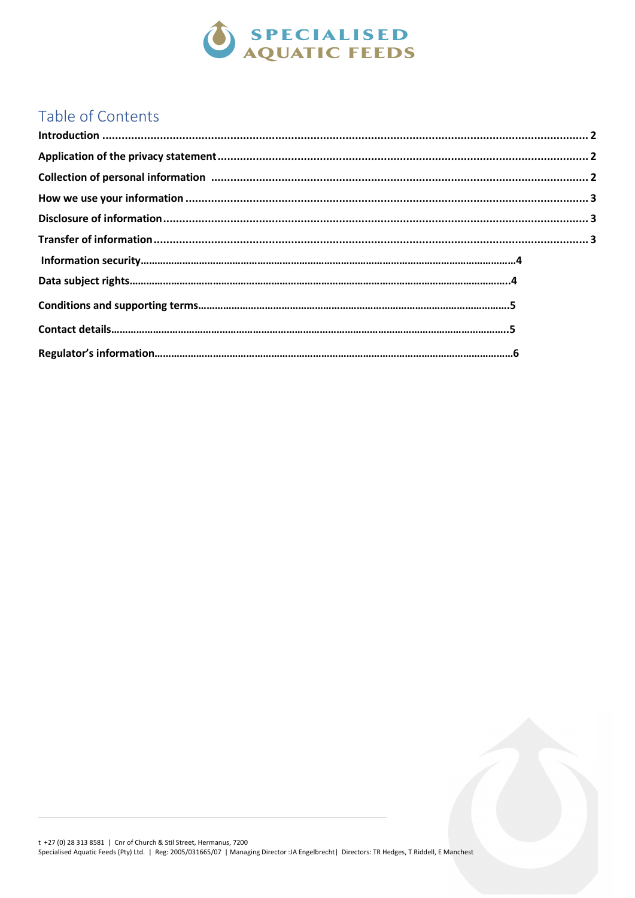# Table of Contents

**Introduction** ........................................................................................................................................................... 2

**Application of the privacy statement** ................................................................................................................... 2

**Collection of personal information** ...................................................................................................................... 2

**How we use your information** ............................................................................................................................. 3

**Disclosure of information** ..................................................................................................................................... 3

**Transfer of information** ........................................................................................................................................ 3

**Information security**…………………………………………………………………………………………………………………….4

**Data subject rights**………………………………………………………………………………………………………………………4

**Conditions and supporting terms**…………………………………………………………………………………………….5

**Contact details**…………………………………………………………………………………………………………………………….5

**Regulator's information**………………………………………………………………………………………………………………6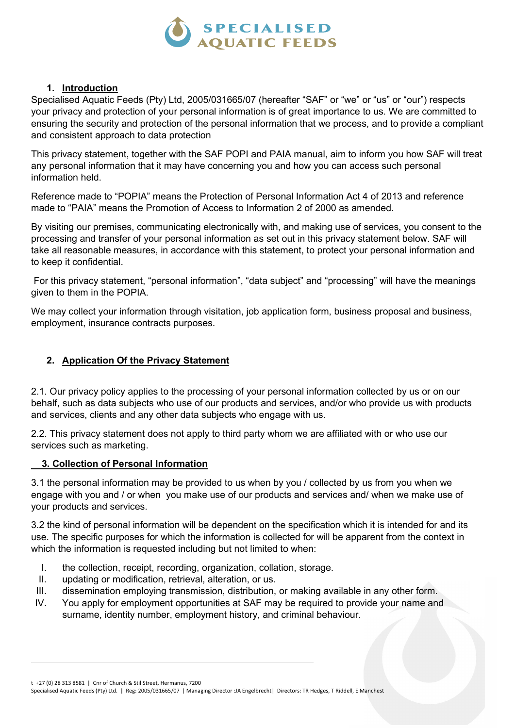## 1. Introduction

Specialised Aquatic Feeds (Pty) Ltd, 2005/031665/07 (hereafter “SAF” or “we” or “us” or “our”) respects your privacy and protection of your personal information is of great importance to us. We are committed to ensuring the security and protection of the personal information that we process, and to provide a compliant and consistent approach to data protection

This privacy statement, together with the SAF POPI and PAIA manual, aim to inform you how SAF will treat any personal information that it may have concerning you and how you can access such personal information held.

Reference made to “POPIA” means the Protection of Personal Information Act 4 of 2013 and reference made to “PAIA” means the Promotion of Access to Information 2 of 2000 as amended.

By visiting our premises, communicating electronically with, and making use of services, you consent to the processing and transfer of your personal information as set out in this privacy statement below. SAF will take all reasonable measures, in accordance with this statement, to protect your personal information and to keep it confidential.

For this privacy statement, “personal information”, “data subject” and “processing” will have the meanings given to them in the POPIA.

We may collect your information through visitation, job application form, business proposal and business, employment, insurance contracts purposes.

## 2. Application Of the Privacy Statement

2.1. Our privacy policy applies to the processing of your personal information collected by us or on our behalf, such as data subjects who use of our products and services, and/or who provide us with products and services, clients and any other data subjects who engage with us.

2.2. This privacy statement does not apply to third party whom we are affiliated with or who use our services such as marketing.

## 3. Collection of Personal Information

3.1 the personal information may be provided to us when by you / collected by us from you when we engage with you and / or when you make use of our products and services and/ when we make use of your products and services.

3.2 the kind of personal information will be dependent on the specification which it is intended for and its use. The specific purposes for which the information is collected for will be apparent from the context in which the information is requested including but not limited to when:

I. the collection, receipt, recording, organization, collation, storage.
II. updating or modification, retrieval, alteration, or us.
III. dissemination employing transmission, distribution, or making available in any other form.
IV. You apply for employment opportunities at SAF may be required to provide your name and surname, identity number, employment history, and criminal behaviour.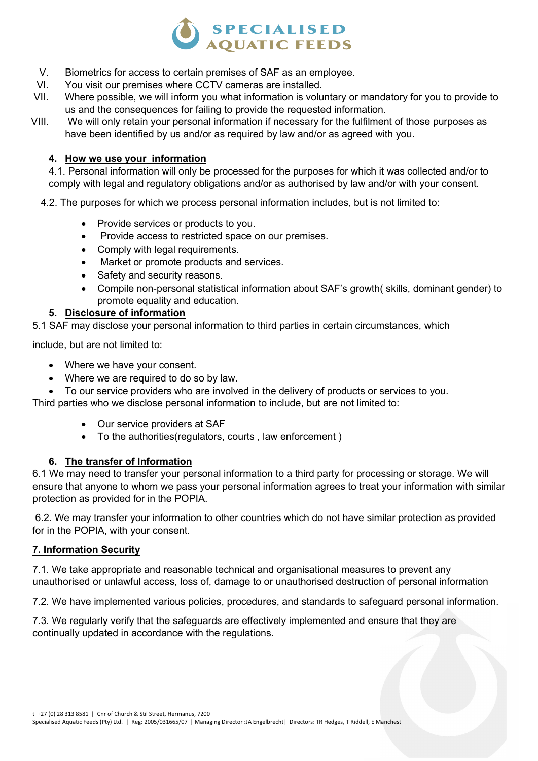V. Biometrics for access to certain premises of SAF as an employee.
VI. You visit our premises where CCTV cameras are installed.
VII. Where possible, we will inform you what information is voluntary or mandatory for you to provide to us and the consequences for failing to provide the requested information.
VIII. We will only retain your personal information if necessary for the fulfilment of those purposes as have been identified by us and/or as required by law and/or as agreed with you.

## 4. How we use your information

4.1. Personal information will only be processed for the purposes for which it was collected and/or to comply with legal and regulatory obligations and/or as authorised by law and/or with your consent.

4.2. The purposes for which we process personal information includes, but is not limited to:

- Provide services or products to you.
- Provide access to restricted space on our premises.
- Comply with legal requirements.
- Market or promote products and services.
- Safety and security reasons.
- Compile non-personal statistical information about SAF's growth( skills, dominant gender) to promote equality and education.

## 5. Disclosure of information

5.1 SAF may disclose your personal information to third parties in certain circumstances, which include, but are not limited to:

- Where we have your consent.
- Where we are required to do so by law.
- To our service providers who are involved in the delivery of products or services to you.

Third parties who we disclose personal information to include, but are not limited to:

- Our service providers at SAF
- To the authorities(regulators, courts , law enforcement )

## 6. The transfer of Information

6.1 We may need to transfer your personal information to a third party for processing or storage. We will ensure that anyone to whom we pass your personal information agrees to treat your information with similar protection as provided for in the POPIA.

6.2. We may transfer your information to other countries which do not have similar protection as provided for in the POPIA, with your consent.

## 7. Information Security

7.1. We take appropriate and reasonable technical and organisational measures to prevent any unauthorised or unlawful access, loss of, damage to or unauthorised destruction of personal information

7.2. We have implemented various policies, procedures, and standards to safeguard personal information.

7.3. We regularly verify that the safeguards are effectively implemented and ensure that they are continually updated in accordance with the regulations.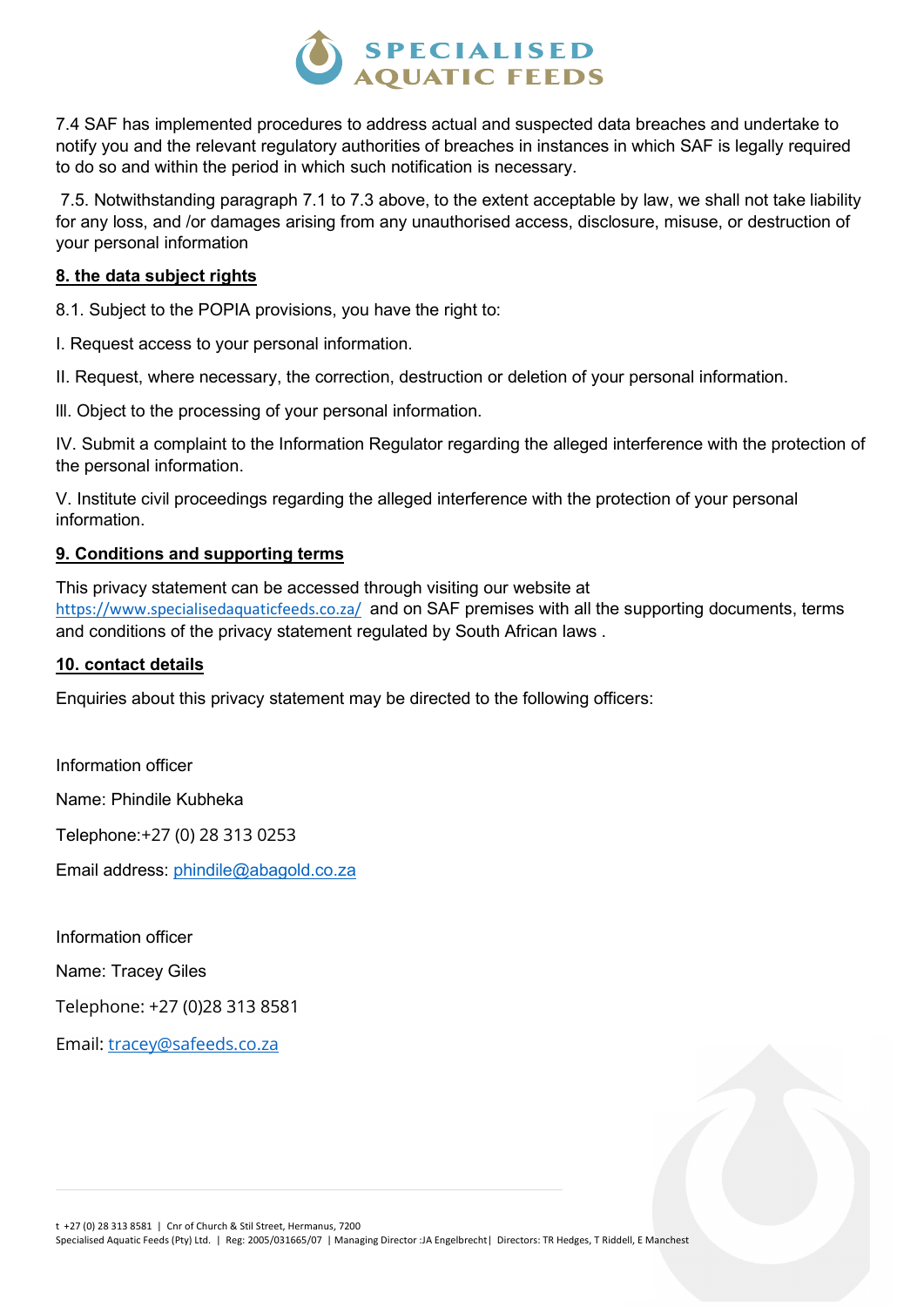7.4 SAF has implemented procedures to address actual and suspected data breaches and undertake to notify you and the relevant regulatory authorities of breaches in instances in which SAF is legally required to do so and within the period in which such notification is necessary.

7.5. Notwithstanding paragraph 7.1 to 7.3 above, to the extent acceptable by law, we shall not take liability for any loss, and /or damages arising from any unauthorised access, disclosure, misuse, or destruction of your personal information

## 8. the data subject rights

8.1. Subject to the POPIA provisions, you have the right to:

I. Request access to your personal information.

II. Request, where necessary, the correction, destruction or deletion of your personal information.

lll. Object to the processing of your personal information.

IV. Submit a complaint to the Information Regulator regarding the alleged interference with the protection of the personal information.

V. Institute civil proceedings regarding the alleged interference with the protection of your personal information.

## 9. Conditions and supporting terms

This privacy statement can be accessed through visiting our website at https://www.specialisedaquaticfeeds.co.za/ and on SAF premises with all the supporting documents, terms and conditions of the privacy statement regulated by South African laws .

## 10. contact details

Enquiries about this privacy statement may be directed to the following officers:

Information officer

Name: Phindile Kubheka

Telephone:+27 (0) 28 313 0253

Email address: phindile@abagold.co.za

Information officer

Name: Tracey Giles

Telephone: +27 (0)28 313 8581

Email: tracey@safeeds.co.za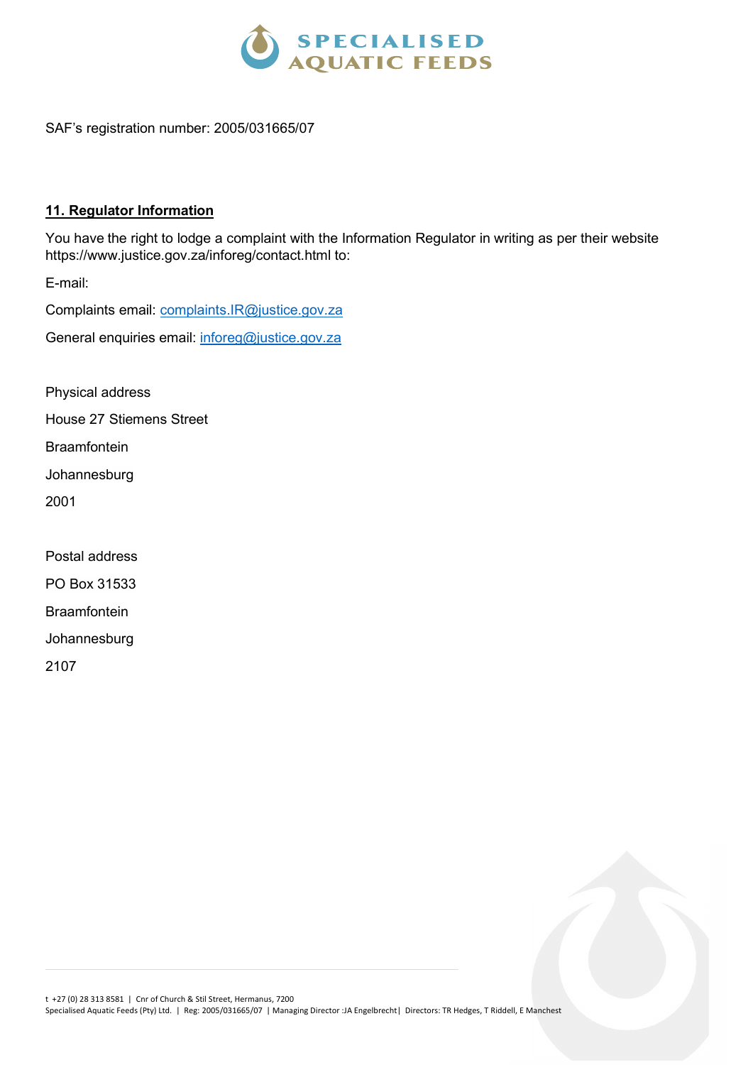SAF’s registration number: 2005/031665/07

## 11. Regulator Information

You have the right to lodge a complaint with the Information Regulator in writing as per their website https://www.justice.gov.za/inforeg/contact.html to:

E-mail:

Complaints email: complaints.IR@justice.gov.za

General enquiries email: inforeg@justice.gov.za

Physical address

House 27 Stiemens Street

Braamfontein

Johannesburg

2001

Postal address

PO Box 31533

Braamfontein

Johannesburg

2107